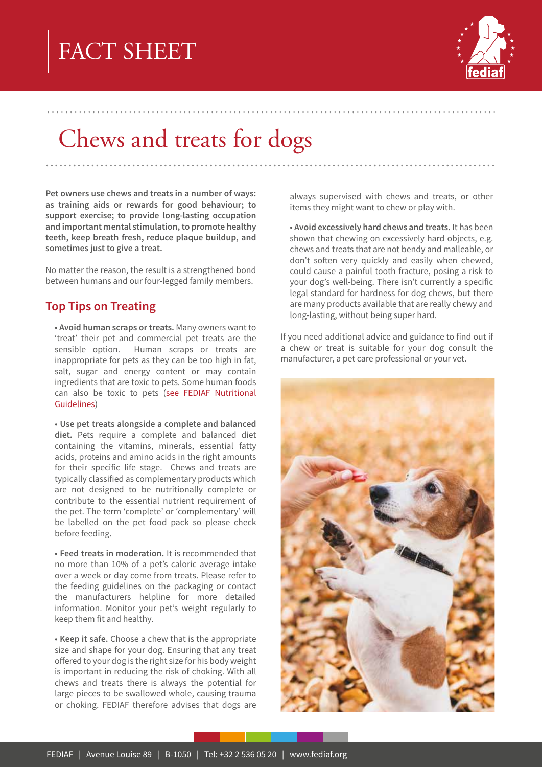FACT SHEET

# Chews and treats for dogs

**Pet owners use chews and treats in a number of ways: as training aids or rewards for good behaviour; to support exercise; to provide long-lasting occupation and important mental stimulation, to promote healthy teeth, keep breath fresh, reduce plaque buildup, and sometimes just to give a treat.**

No matter the reason, the result is a strengthened bond between humans and our four-legged family members.

## Top Tips on Treating

- **Avoid human scraps or treats.** Many owners want to 'treat' their pet and commercial pet treats are the sensible option. Human scraps or treats are inappropriate for pets as they can be too high in fat, salt, sugar and energy content or may contain ingredients that are toxic to pets. Some human foods can also be toxic to pets (see FEDIAF Nutritional Guidelines)

- **Use pet treats alongside a complete and balanced diet.** Pets require a complete and balanced diet containing the vitamins, minerals, essential fatty acids, proteins and amino acids in the right amounts for their specific life stage. Chews and treats are typically classified as complementary products which are not designed to be nutritionally complete or contribute to the essential nutrient requirement of the pet. The term 'complete' or 'complementary' will be labelled on the pet food pack so please check before feeding.

- **Feed treats in moderation.** It is recommended that no more than 10% of a pet's caloric average intake over a week or day come from treats. Please refer to the feeding guidelines on the packaging or contact the manufacturers helpline for more detailed information. Monitor your pet's weight regularly to keep them fit and healthy.

- **Keep it safe.** Choose a chew that is the appropriate size and shape for your dog. Ensuring that any treat offered to your dog is the right size for his body weight is important in reducing the risk of choking. With all chews and treats there is always the potential for large pieces to be swallowed whole, causing trauma or choking. FEDIAF therefore advises that dogs are always supervised with chews and treats, or other items they might want to chew or play with.

- **Avoid excessively hard chews and treats.** It has been shown that chewing on excessively hard objects, e.g. chews and treats that are not bendy and malleable, or don't soften very quickly and easily when chewed, could cause a painful tooth fracture, posing a risk to your dog's well-being. There isn't currently a specific legal standard for hardness for dog chews, but there are many products available that are really chewy and long-lasting, without being super hard.

If you need additional advice and guidance to find out if a chew or treat is suitable for your dog consult the manufacturer, a pet care professional or your vet.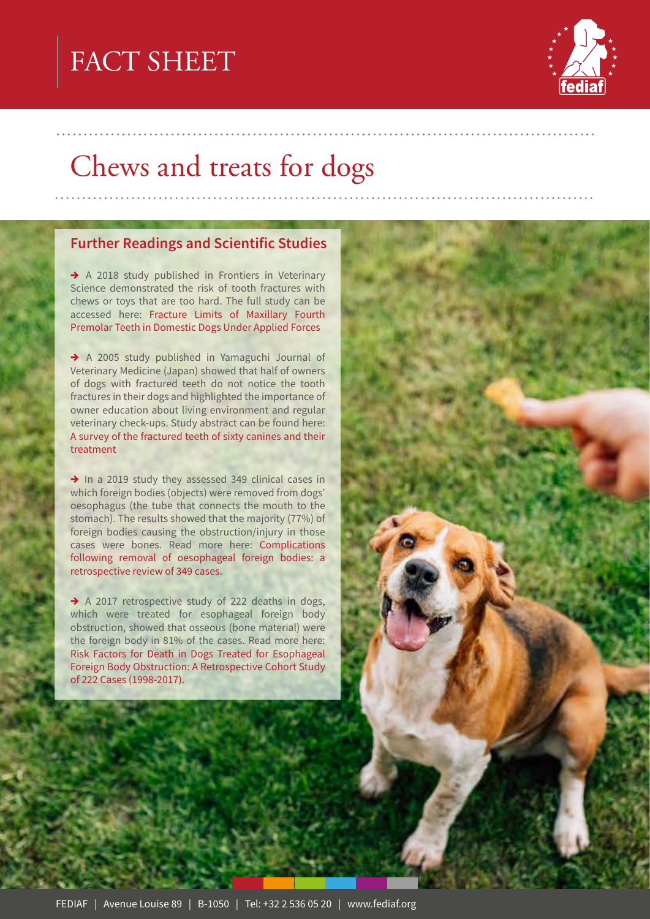# FACT SHEET

# Chews and treats for dogs

## Further Readings and Scientific Studies

➔ A 2018 study published in Frontiers in Veterinary Science demonstrated the risk of tooth fractures with chews or toys that are too hard. The full study can be accessed here: Fracture Limits of Maxillary Fourth Premolar Teeth in Domestic Dogs Under Applied Forces

➔ A 2005 study published in Yamaguchi Journal of Veterinary Medicine (Japan) showed that half of owners of dogs with fractured teeth do not notice the tooth fractures in their dogs and highlighted the importance of owner education about living environment and regular veterinary check-ups. Study abstract can be found here: A survey of the fractured teeth of sixty canines and their treatment

➔ In a 2019 study they assessed 349 clinical cases in which foreign bodies (objects) were removed from dogs' oesophagus (the tube that connects the mouth to the stomach). The results showed that the majority (77%) of foreign bodies causing the obstruction/injury in those cases were bones. Read more here: Complications following removal of oesophageal foreign bodies: a retrospective review of 349 cases.

➔ A 2017 retrospective study of 222 deaths in dogs, which were treated for esophageal foreign body obstruction, showed that osseous (bone material) were the foreign body in 81% of the cases. Read more here: Risk Factors for Death in Dogs Treated for Esophageal Foreign Body Obstruction: A Retrospective Cohort Study of 222 Cases (1998-2017).

FEDIAF | Avenue Louise 89 | B-1050 | Tel: +32 2 536 05 20 | www.fediaf.org